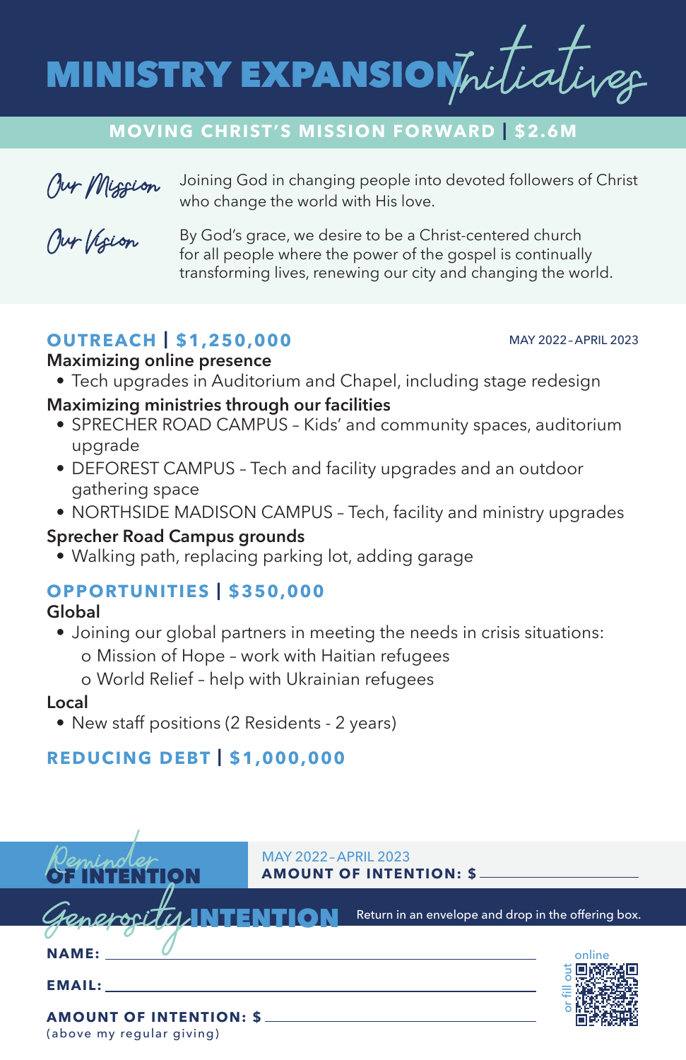# MINISTRY EXPANSION *Initiatives*

## MOVING CHRIST'S MISSION FORWARD | $2.6M

*Our Mission* — Joining God in changing people into devoted followers of Christ who change the world with His love.

*Our Vision* — By God's grace, we desire to be a Christ-centered church for all people where the power of the gospel is continually transforming lives, renewing our city and changing the world.

## OUTREACH | $1,250,000

MAY 2022 – APRIL 2023

**Maximizing online presence**

- Tech upgrades in Auditorium and Chapel, including stage redesign

**Maximizing ministries through our facilities**

- SPRECHER ROAD CAMPUS – Kids' and community spaces, auditorium upgrade
- DEFOREST CAMPUS – Tech and facility upgrades and an outdoor gathering space
- NORTHSIDE MADISON CAMPUS – Tech, facility and ministry upgrades

**Sprecher Road Campus grounds**

- Walking path, replacing parking lot, adding garage

## OPPORTUNITIES | $350,000

**Global**

- Joining our global partners in meeting the needs in crisis situations:
  - o Mission of Hope – work with Haitian refugees
  - o World Relief – help with Ukrainian refugees

**Local**

- New staff positions (2 Residents - 2 years)

## REDUCING DEBT | $1,000,000

---

## *Reminder* OF INTENTION

MAY 2022 – APRIL 2023

**AMOUNT OF INTENTION: $** ______________________

---

## *Generosity* INTENTION

Return in an envelope and drop in the offering box.

**NAME:** ______________________

**EMAIL:** ______________________

**AMOUNT OF INTENTION: $** ______________________

(above my regular giving)

or fill out online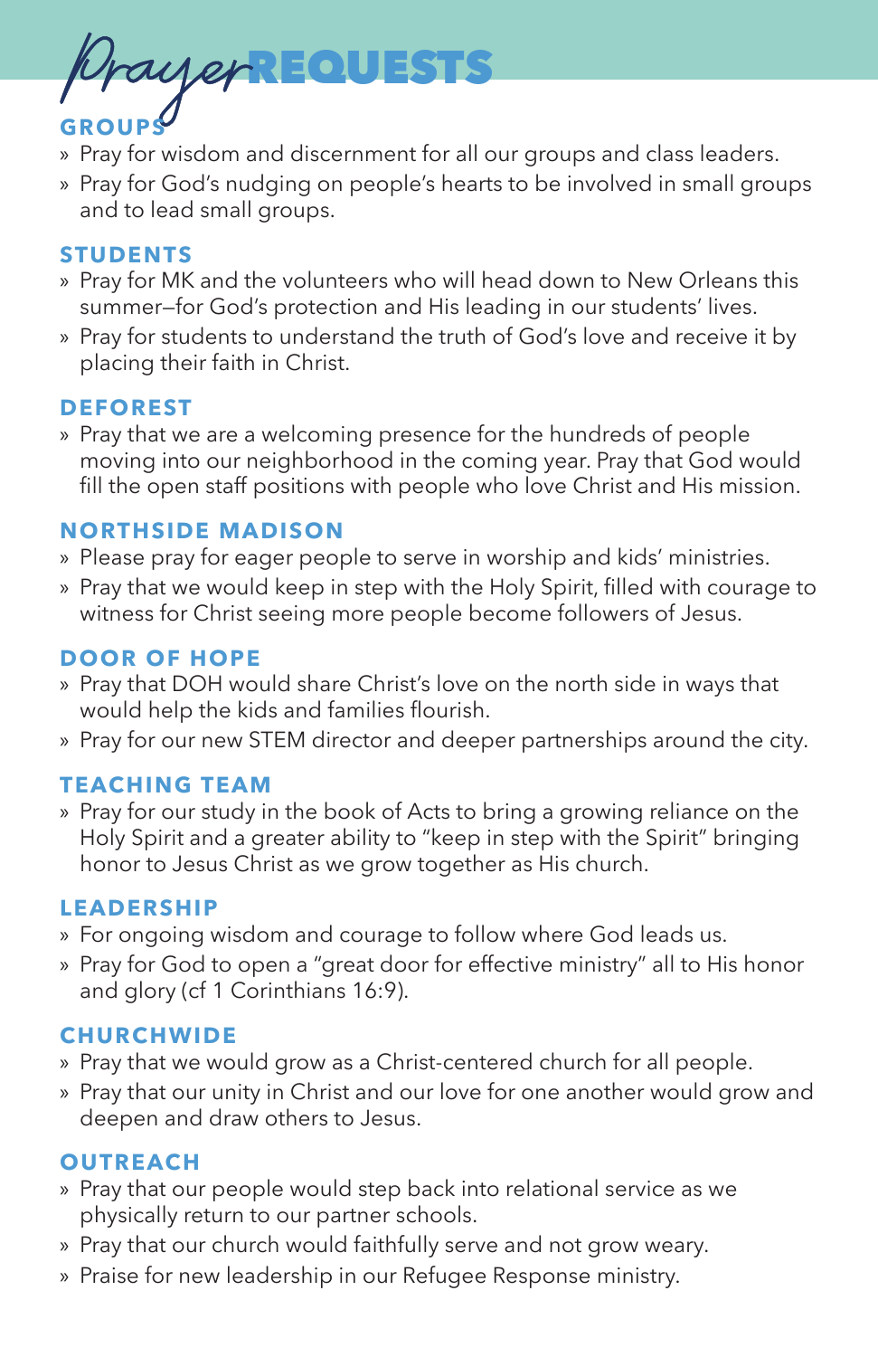# Prayer REQUESTS

## GROUPS

- » Pray for wisdom and discernment for all our groups and class leaders.
- » Pray for God's nudging on people's hearts to be involved in small groups and to lead small groups.

## STUDENTS

- » Pray for MK and the volunteers who will head down to New Orleans this summer—for God's protection and His leading in our students' lives.
- » Pray for students to understand the truth of God's love and receive it by placing their faith in Christ.

## DEFOREST

- » Pray that we are a welcoming presence for the hundreds of people moving into our neighborhood in the coming year. Pray that God would fill the open staff positions with people who love Christ and His mission.

## NORTHSIDE MADISON

- » Please pray for eager people to serve in worship and kids' ministries.
- » Pray that we would keep in step with the Holy Spirit, filled with courage to witness for Christ seeing more people become followers of Jesus.

## DOOR OF HOPE

- » Pray that DOH would share Christ's love on the north side in ways that would help the kids and families flourish.
- » Pray for our new STEM director and deeper partnerships around the city.

## TEACHING TEAM

- » Pray for our study in the book of Acts to bring a growing reliance on the Holy Spirit and a greater ability to "keep in step with the Spirit" bringing honor to Jesus Christ as we grow together as His church.

## LEADERSHIP

- » For ongoing wisdom and courage to follow where God leads us.
- » Pray for God to open a "great door for effective ministry" all to His honor and glory (cf 1 Corinthians 16:9).

## CHURCHWIDE

- » Pray that we would grow as a Christ-centered church for all people.
- » Pray that our unity in Christ and our love for one another would grow and deepen and draw others to Jesus.

## OUTREACH

- » Pray that our people would step back into relational service as we physically return to our partner schools.
- » Pray that our church would faithfully serve and not grow weary.
- » Praise for new leadership in our Refugee Response ministry.